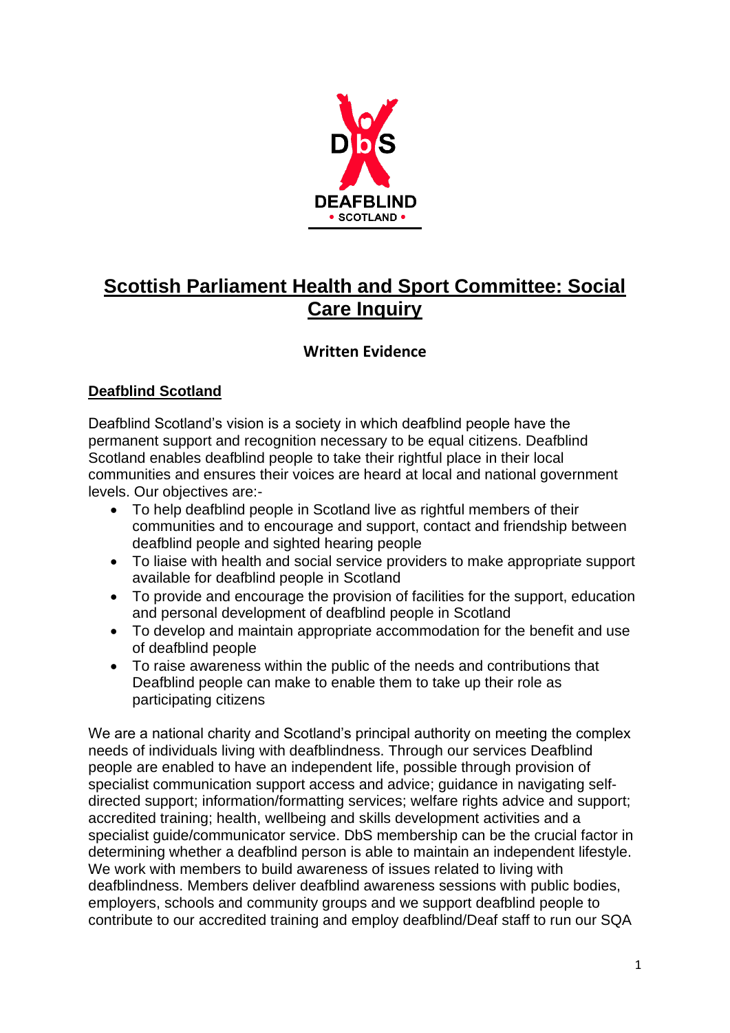DEAFBLIND SCOTLAND

# Scottish Parliament Health and Sport Committee: Social Care Inquiry

### Written Evidence

## Deafblind Scotland

Deafblind Scotland's vision is a society in which deafblind people have the permanent support and recognition necessary to be equal citizens. Deafblind Scotland enables deafblind people to take their rightful place in their local communities and ensures their voices are heard at local and national government levels. Our objectives are:-

- To help deafblind people in Scotland live as rightful members of their communities and to encourage and support, contact and friendship between deafblind people and sighted hearing people
- To liaise with health and social service providers to make appropriate support available for deafblind people in Scotland
- To provide and encourage the provision of facilities for the support, education and personal development of deafblind people in Scotland
- To develop and maintain appropriate accommodation for the benefit and use of deafblind people
- To raise awareness within the public of the needs and contributions that Deafblind people can make to enable them to take up their role as participating citizens

We are a national charity and Scotland's principal authority on meeting the complex needs of individuals living with deafblindness. Through our services Deafblind people are enabled to have an independent life, possible through provision of specialist communication support access and advice; guidance in navigating self-directed support; information/formatting services; welfare rights advice and support; accredited training; health, wellbeing and skills development activities and a specialist guide/communicator service. DbS membership can be the crucial factor in determining whether a deafblind person is able to maintain an independent lifestyle. We work with members to build awareness of issues related to living with deafblindness. Members deliver deafblind awareness sessions with public bodies, employers, schools and community groups and we support deafblind people to contribute to our accredited training and employ deafblind/Deaf staff to run our SQA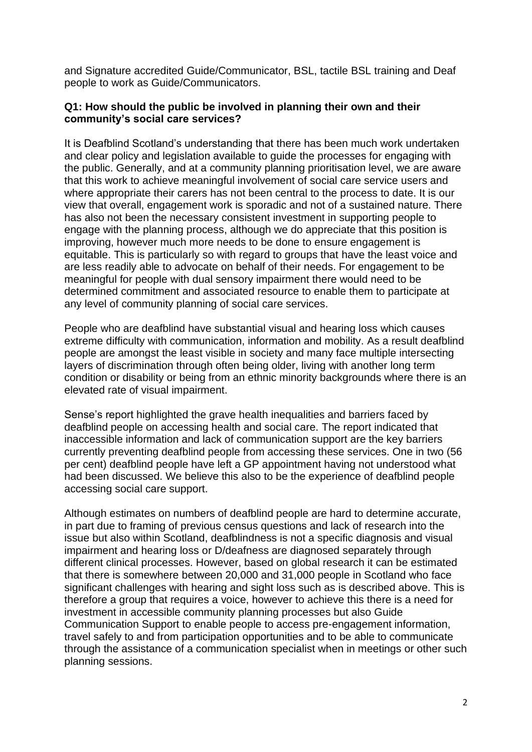and Signature accredited Guide/Communicator, BSL, tactile BSL training and Deaf people to work as Guide/Communicators.

**Q1: How should the public be involved in planning their own and their community's social care services?**

It is Deafblind Scotland's understanding that there has been much work undertaken and clear policy and legislation available to guide the processes for engaging with the public. Generally, and at a community planning prioritisation level, we are aware that this work to achieve meaningful involvement of social care service users and where appropriate their carers has not been central to the process to date. It is our view that overall, engagement work is sporadic and not of a sustained nature. There has also not been the necessary consistent investment in supporting people to engage with the planning process, although we do appreciate that this position is improving, however much more needs to be done to ensure engagement is equitable. This is particularly so with regard to groups that have the least voice and are less readily able to advocate on behalf of their needs. For engagement to be meaningful for people with dual sensory impairment there would need to be determined commitment and associated resource to enable them to participate at any level of community planning of social care services.

People who are deafblind have substantial visual and hearing loss which causes extreme difficulty with communication, information and mobility. As a result deafblind people are amongst the least visible in society and many face multiple intersecting layers of discrimination through often being older, living with another long term condition or disability or being from an ethnic minority backgrounds where there is an elevated rate of visual impairment.

Sense's report highlighted the grave health inequalities and barriers faced by deafblind people on accessing health and social care. The report indicated that inaccessible information and lack of communication support are the key barriers currently preventing deafblind people from accessing these services. One in two (56 per cent) deafblind people have left a GP appointment having not understood what had been discussed. We believe this also to be the experience of deafblind people accessing social care support.

Although estimates on numbers of deafblind people are hard to determine accurate, in part due to framing of previous census questions and lack of research into the issue but also within Scotland, deafblindness is not a specific diagnosis and visual impairment and hearing loss or D/deafness are diagnosed separately through different clinical processes. However, based on global research it can be estimated that there is somewhere between 20,000 and 31,000 people in Scotland who face significant challenges with hearing and sight loss such as is described above. This is therefore a group that requires a voice, however to achieve this there is a need for investment in accessible community planning processes but also Guide Communication Support to enable people to access pre-engagement information, travel safely to and from participation opportunities and to be able to communicate through the assistance of a communication specialist when in meetings or other such planning sessions.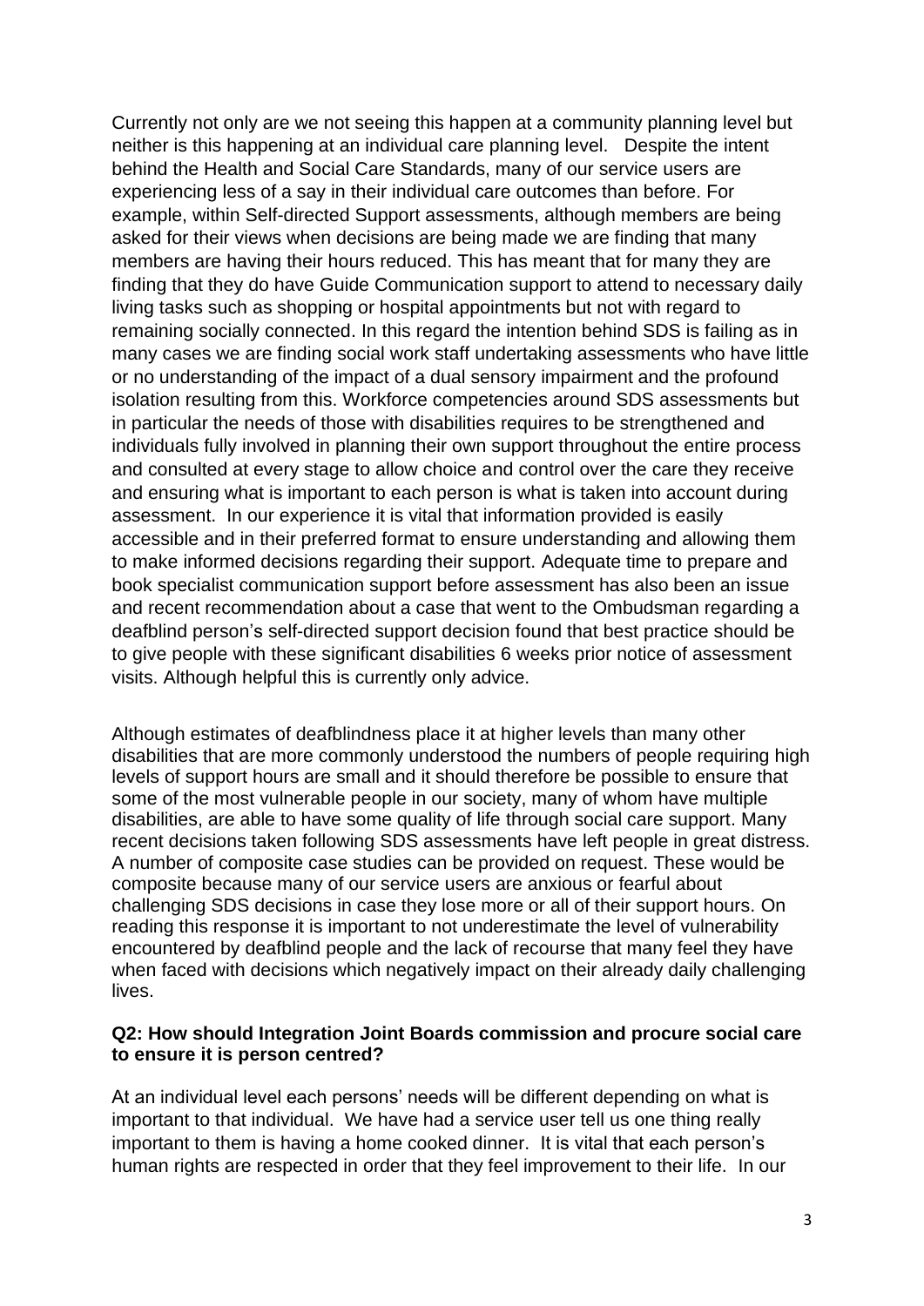Currently not only are we not seeing this happen at a community planning level but neither is this happening at an individual care planning level. Despite the intent behind the Health and Social Care Standards, many of our service users are experiencing less of a say in their individual care outcomes than before. For example, within Self-directed Support assessments, although members are being asked for their views when decisions are being made we are finding that many members are having their hours reduced. This has meant that for many they are finding that they do have Guide Communication support to attend to necessary daily living tasks such as shopping or hospital appointments but not with regard to remaining socially connected. In this regard the intention behind SDS is failing as in many cases we are finding social work staff undertaking assessments who have little or no understanding of the impact of a dual sensory impairment and the profound isolation resulting from this. Workforce competencies around SDS assessments but in particular the needs of those with disabilities requires to be strengthened and individuals fully involved in planning their own support throughout the entire process and consulted at every stage to allow choice and control over the care they receive and ensuring what is important to each person is what is taken into account during assessment. In our experience it is vital that information provided is easily accessible and in their preferred format to ensure understanding and allowing them to make informed decisions regarding their support. Adequate time to prepare and book specialist communication support before assessment has also been an issue and recent recommendation about a case that went to the Ombudsman regarding a deafblind person's self-directed support decision found that best practice should be to give people with these significant disabilities 6 weeks prior notice of assessment visits. Although helpful this is currently only advice.

Although estimates of deafblindness place it at higher levels than many other disabilities that are more commonly understood the numbers of people requiring high levels of support hours are small and it should therefore be possible to ensure that some of the most vulnerable people in our society, many of whom have multiple disabilities, are able to have some quality of life through social care support. Many recent decisions taken following SDS assessments have left people in great distress. A number of composite case studies can be provided on request. These would be composite because many of our service users are anxious or fearful about challenging SDS decisions in case they lose more or all of their support hours. On reading this response it is important to not underestimate the level of vulnerability encountered by deafblind people and the lack of recourse that many feel they have when faced with decisions which negatively impact on their already daily challenging lives.

**Q2: How should Integration Joint Boards commission and procure social care to ensure it is person centred?**

At an individual level each persons' needs will be different depending on what is important to that individual. We have had a service user tell us one thing really important to them is having a home cooked dinner. It is vital that each person's human rights are respected in order that they feel improvement to their life. In our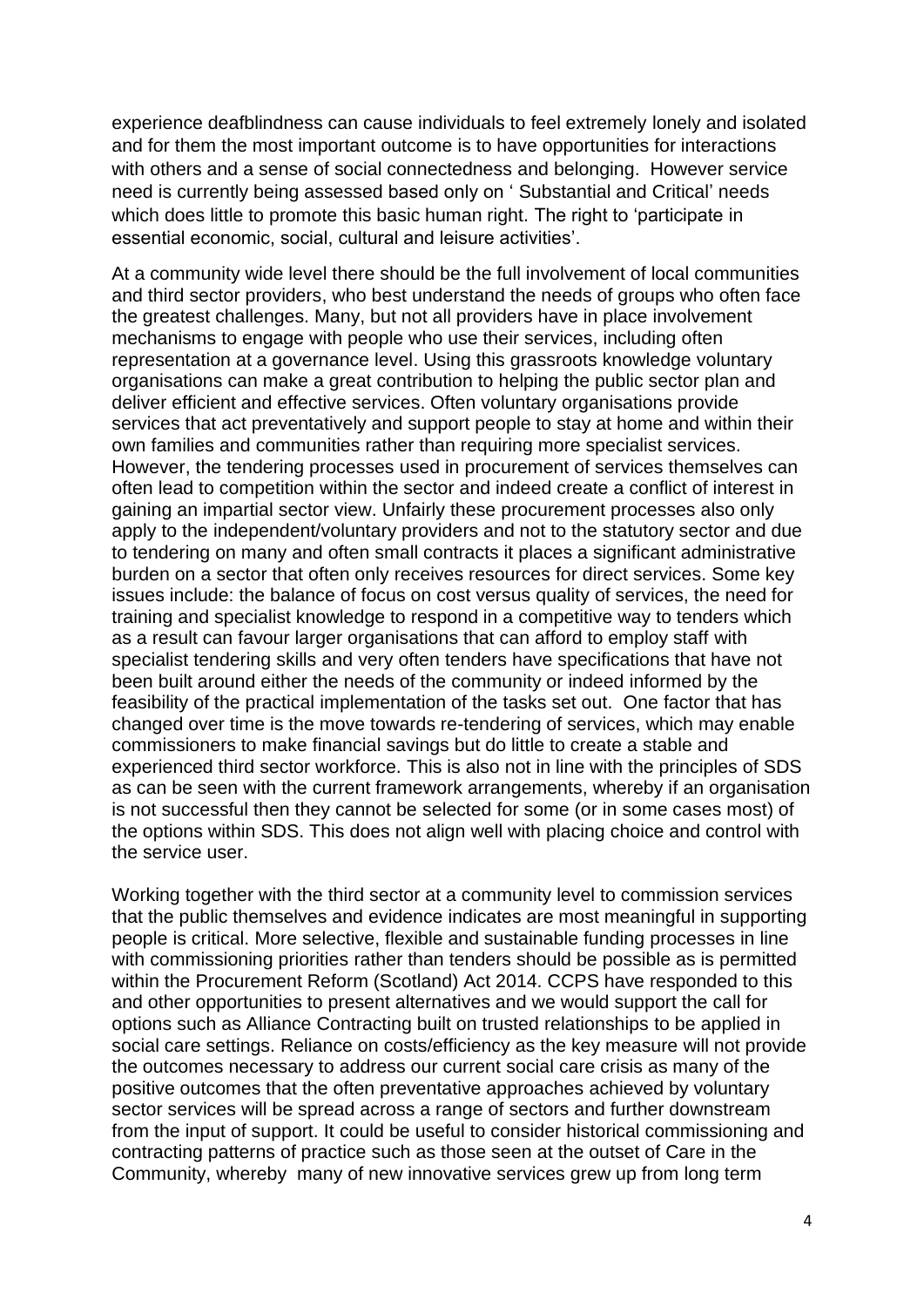experience deafblindness can cause individuals to feel extremely lonely and isolated and for them the most important outcome is to have opportunities for interactions with others and a sense of social connectedness and belonging. However service need is currently being assessed based only on ' Substantial and Critical' needs which does little to promote this basic human right. The right to 'participate in essential economic, social, cultural and leisure activities'.

At a community wide level there should be the full involvement of local communities and third sector providers, who best understand the needs of groups who often face the greatest challenges. Many, but not all providers have in place involvement mechanisms to engage with people who use their services, including often representation at a governance level. Using this grassroots knowledge voluntary organisations can make a great contribution to helping the public sector plan and deliver efficient and effective services. Often voluntary organisations provide services that act preventatively and support people to stay at home and within their own families and communities rather than requiring more specialist services. However, the tendering processes used in procurement of services themselves can often lead to competition within the sector and indeed create a conflict of interest in gaining an impartial sector view. Unfairly these procurement processes also only apply to the independent/voluntary providers and not to the statutory sector and due to tendering on many and often small contracts it places a significant administrative burden on a sector that often only receives resources for direct services. Some key issues include: the balance of focus on cost versus quality of services, the need for training and specialist knowledge to respond in a competitive way to tenders which as a result can favour larger organisations that can afford to employ staff with specialist tendering skills and very often tenders have specifications that have not been built around either the needs of the community or indeed informed by the feasibility of the practical implementation of the tasks set out. One factor that has changed over time is the move towards re-tendering of services, which may enable commissioners to make financial savings but do little to create a stable and experienced third sector workforce. This is also not in line with the principles of SDS as can be seen with the current framework arrangements, whereby if an organisation is not successful then they cannot be selected for some (or in some cases most) of the options within SDS. This does not align well with placing choice and control with the service user.

Working together with the third sector at a community level to commission services that the public themselves and evidence indicates are most meaningful in supporting people is critical. More selective, flexible and sustainable funding processes in line with commissioning priorities rather than tenders should be possible as is permitted within the Procurement Reform (Scotland) Act 2014. CCPS have responded to this and other opportunities to present alternatives and we would support the call for options such as Alliance Contracting built on trusted relationships to be applied in social care settings. Reliance on costs/efficiency as the key measure will not provide the outcomes necessary to address our current social care crisis as many of the positive outcomes that the often preventative approaches achieved by voluntary sector services will be spread across a range of sectors and further downstream from the input of support. It could be useful to consider historical commissioning and contracting patterns of practice such as those seen at the outset of Care in the Community, whereby many of new innovative services grew up from long term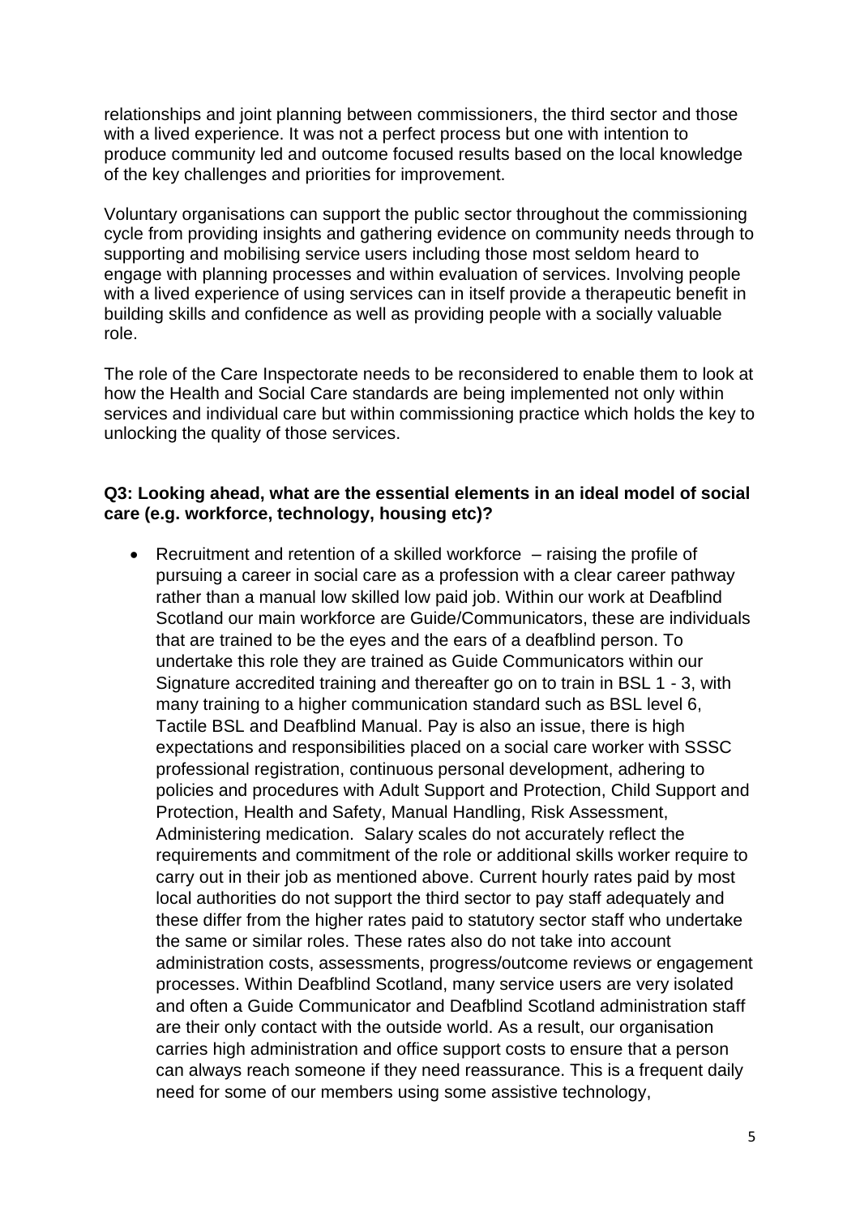relationships and joint planning between commissioners, the third sector and those with a lived experience. It was not a perfect process but one with intention to produce community led and outcome focused results based on the local knowledge of the key challenges and priorities for improvement.

Voluntary organisations can support the public sector throughout the commissioning cycle from providing insights and gathering evidence on community needs through to supporting and mobilising service users including those most seldom heard to engage with planning processes and within evaluation of services. Involving people with a lived experience of using services can in itself provide a therapeutic benefit in building skills and confidence as well as providing people with a socially valuable role.

The role of the Care Inspectorate needs to be reconsidered to enable them to look at how the Health and Social Care standards are being implemented not only within services and individual care but within commissioning practice which holds the key to unlocking the quality of those services.

**Q3: Looking ahead, what are the essential elements in an ideal model of social care (e.g. workforce, technology, housing etc)?**

- Recruitment and retention of a skilled workforce – raising the profile of pursuing a career in social care as a profession with a clear career pathway rather than a manual low skilled low paid job. Within our work at Deafblind Scotland our main workforce are Guide/Communicators, these are individuals that are trained to be the eyes and the ears of a deafblind person. To undertake this role they are trained as Guide Communicators within our Signature accredited training and thereafter go on to train in BSL 1 - 3, with many training to a higher communication standard such as BSL level 6, Tactile BSL and Deafblind Manual. Pay is also an issue, there is high expectations and responsibilities placed on a social care worker with SSSC professional registration, continuous personal development, adhering to policies and procedures with Adult Support and Protection, Child Support and Protection, Health and Safety, Manual Handling, Risk Assessment, Administering medication. Salary scales do not accurately reflect the requirements and commitment of the role or additional skills worker require to carry out in their job as mentioned above. Current hourly rates paid by most local authorities do not support the third sector to pay staff adequately and these differ from the higher rates paid to statutory sector staff who undertake the same or similar roles. These rates also do not take into account administration costs, assessments, progress/outcome reviews or engagement processes. Within Deafblind Scotland, many service users are very isolated and often a Guide Communicator and Deafblind Scotland administration staff are their only contact with the outside world. As a result, our organisation carries high administration and office support costs to ensure that a person can always reach someone if they need reassurance. This is a frequent daily need for some of our members using some assistive technology,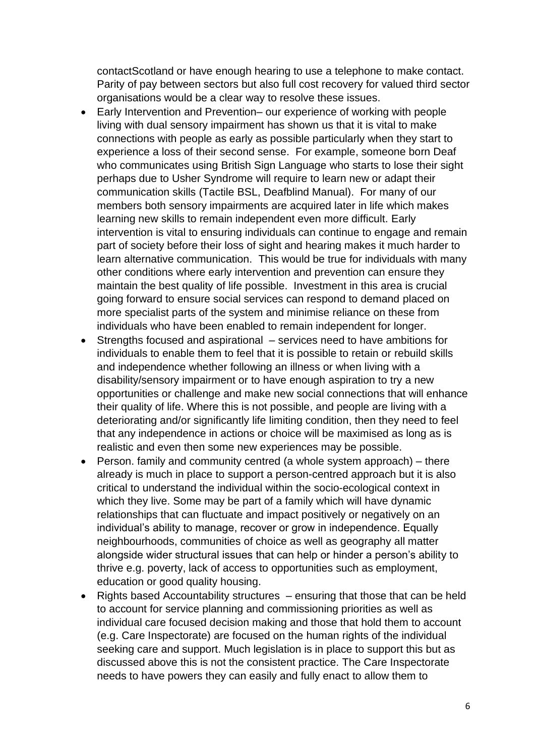contactScotland or have enough hearing to use a telephone to make contact. Parity of pay between sectors but also full cost recovery for valued third sector organisations would be a clear way to resolve these issues.

- Early Intervention and Prevention– our experience of working with people living with dual sensory impairment has shown us that it is vital to make connections with people as early as possible particularly when they start to experience a loss of their second sense. For example, someone born Deaf who communicates using British Sign Language who starts to lose their sight perhaps due to Usher Syndrome will require to learn new or adapt their communication skills (Tactile BSL, Deafblind Manual). For many of our members both sensory impairments are acquired later in life which makes learning new skills to remain independent even more difficult. Early intervention is vital to ensuring individuals can continue to engage and remain part of society before their loss of sight and hearing makes it much harder to learn alternative communication. This would be true for individuals with many other conditions where early intervention and prevention can ensure they maintain the best quality of life possible. Investment in this area is crucial going forward to ensure social services can respond to demand placed on more specialist parts of the system and minimise reliance on these from individuals who have been enabled to remain independent for longer.
- Strengths focused and aspirational – services need to have ambitions for individuals to enable them to feel that it is possible to retain or rebuild skills and independence whether following an illness or when living with a disability/sensory impairment or to have enough aspiration to try a new opportunities or challenge and make new social connections that will enhance their quality of life. Where this is not possible, and people are living with a deteriorating and/or significantly life limiting condition, then they need to feel that any independence in actions or choice will be maximised as long as is realistic and even then some new experiences may be possible.
- Person. family and community centred (a whole system approach) – there already is much in place to support a person-centred approach but it is also critical to understand the individual within the socio-ecological context in which they live. Some may be part of a family which will have dynamic relationships that can fluctuate and impact positively or negatively on an individual's ability to manage, recover or grow in independence. Equally neighbourhoods, communities of choice as well as geography all matter alongside wider structural issues that can help or hinder a person's ability to thrive e.g. poverty, lack of access to opportunities such as employment, education or good quality housing.
- Rights based Accountability structures – ensuring that those that can be held to account for service planning and commissioning priorities as well as individual care focused decision making and those that hold them to account (e.g. Care Inspectorate) are focused on the human rights of the individual seeking care and support. Much legislation is in place to support this but as discussed above this is not the consistent practice. The Care Inspectorate needs to have powers they can easily and fully enact to allow them to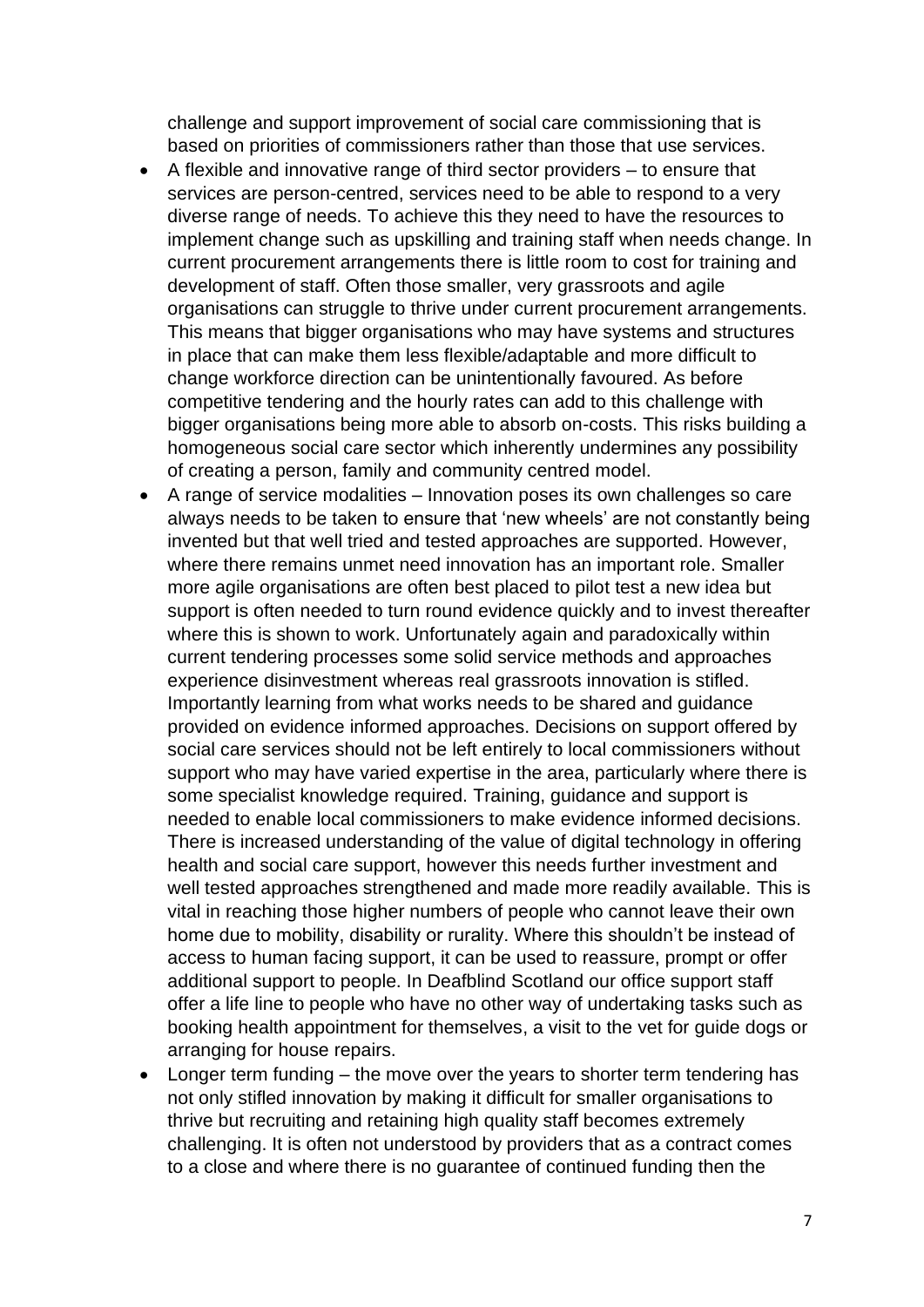challenge and support improvement of social care commissioning that is based on priorities of commissioners rather than those that use services.

- A flexible and innovative range of third sector providers – to ensure that services are person-centred, services need to be able to respond to a very diverse range of needs. To achieve this they need to have the resources to implement change such as upskilling and training staff when needs change. In current procurement arrangements there is little room to cost for training and development of staff. Often those smaller, very grassroots and agile organisations can struggle to thrive under current procurement arrangements. This means that bigger organisations who may have systems and structures in place that can make them less flexible/adaptable and more difficult to change workforce direction can be unintentionally favoured. As before competitive tendering and the hourly rates can add to this challenge with bigger organisations being more able to absorb on-costs. This risks building a homogeneous social care sector which inherently undermines any possibility of creating a person, family and community centred model.
- A range of service modalities – Innovation poses its own challenges so care always needs to be taken to ensure that 'new wheels' are not constantly being invented but that well tried and tested approaches are supported. However, where there remains unmet need innovation has an important role. Smaller more agile organisations are often best placed to pilot test a new idea but support is often needed to turn round evidence quickly and to invest thereafter where this is shown to work. Unfortunately again and paradoxically within current tendering processes some solid service methods and approaches experience disinvestment whereas real grassroots innovation is stifled. Importantly learning from what works needs to be shared and guidance provided on evidence informed approaches. Decisions on support offered by social care services should not be left entirely to local commissioners without support who may have varied expertise in the area, particularly where there is some specialist knowledge required. Training, guidance and support is needed to enable local commissioners to make evidence informed decisions. There is increased understanding of the value of digital technology in offering health and social care support, however this needs further investment and well tested approaches strengthened and made more readily available. This is vital in reaching those higher numbers of people who cannot leave their own home due to mobility, disability or rurality. Where this shouldn't be instead of access to human facing support, it can be used to reassure, prompt or offer additional support to people. In Deafblind Scotland our office support staff offer a life line to people who have no other way of undertaking tasks such as booking health appointment for themselves, a visit to the vet for guide dogs or arranging for house repairs.
- Longer term funding – the move over the years to shorter term tendering has not only stifled innovation by making it difficult for smaller organisations to thrive but recruiting and retaining high quality staff becomes extremely challenging. It is often not understood by providers that as a contract comes to a close and where there is no guarantee of continued funding then the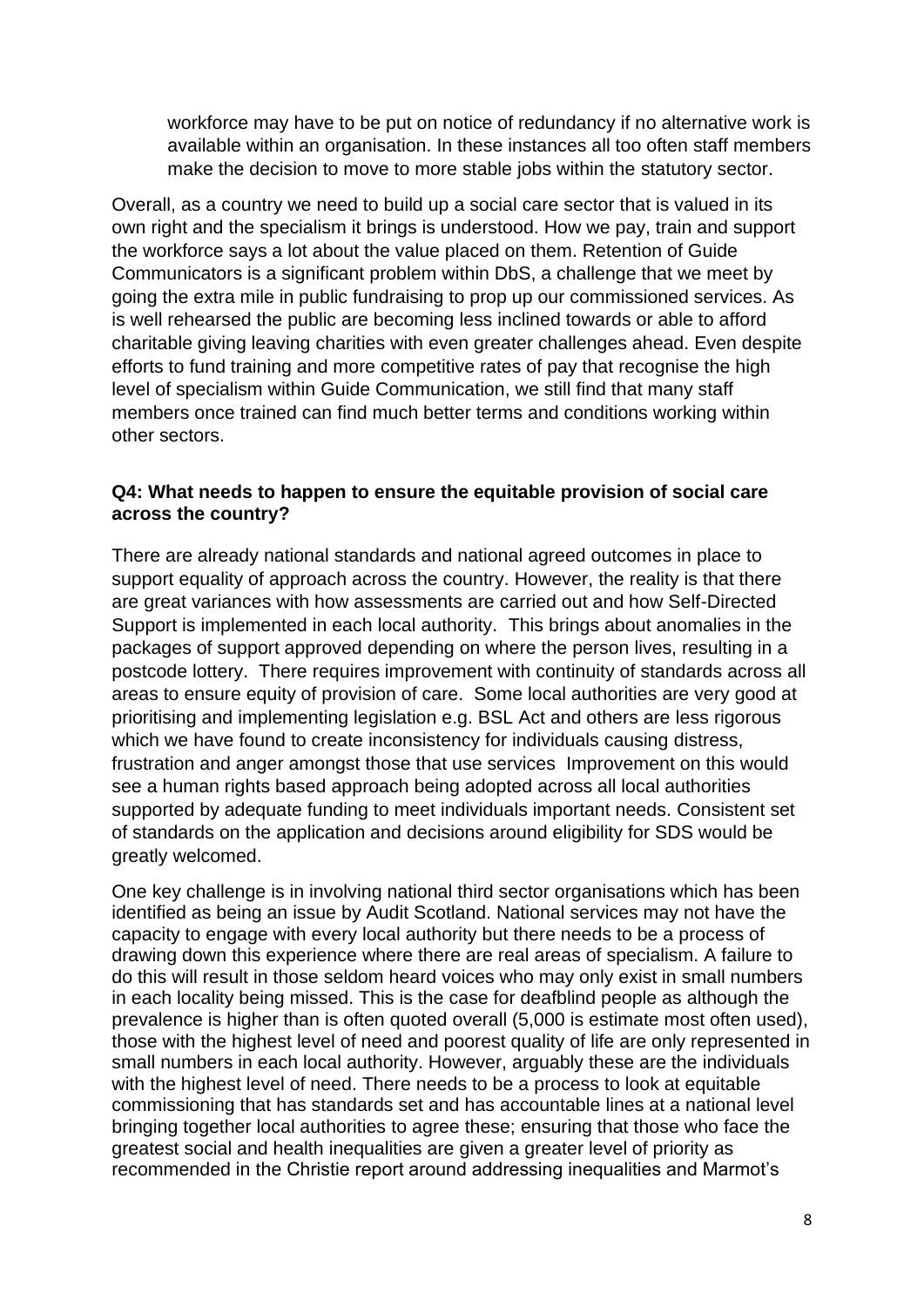workforce may have to be put on notice of redundancy if no alternative work is available within an organisation. In these instances all too often staff members make the decision to move to more stable jobs within the statutory sector.

Overall, as a country we need to build up a social care sector that is valued in its own right and the specialism it brings is understood. How we pay, train and support the workforce says a lot about the value placed on them. Retention of Guide Communicators is a significant problem within DbS, a challenge that we meet by going the extra mile in public fundraising to prop up our commissioned services. As is well rehearsed the public are becoming less inclined towards or able to afford charitable giving leaving charities with even greater challenges ahead. Even despite efforts to fund training and more competitive rates of pay that recognise the high level of specialism within Guide Communication, we still find that many staff members once trained can find much better terms and conditions working within other sectors.

**Q4: What needs to happen to ensure the equitable provision of social care across the country?**

There are already national standards and national agreed outcomes in place to support equality of approach across the country. However, the reality is that there are great variances with how assessments are carried out and how Self-Directed Support is implemented in each local authority. This brings about anomalies in the packages of support approved depending on where the person lives, resulting in a postcode lottery. There requires improvement with continuity of standards across all areas to ensure equity of provision of care. Some local authorities are very good at prioritising and implementing legislation e.g. BSL Act and others are less rigorous which we have found to create inconsistency for individuals causing distress, frustration and anger amongst those that use services Improvement on this would see a human rights based approach being adopted across all local authorities supported by adequate funding to meet individuals important needs. Consistent set of standards on the application and decisions around eligibility for SDS would be greatly welcomed.

One key challenge is in involving national third sector organisations which has been identified as being an issue by Audit Scotland. National services may not have the capacity to engage with every local authority but there needs to be a process of drawing down this experience where there are real areas of specialism. A failure to do this will result in those seldom heard voices who may only exist in small numbers in each locality being missed. This is the case for deafblind people as although the prevalence is higher than is often quoted overall (5,000 is estimate most often used), those with the highest level of need and poorest quality of life are only represented in small numbers in each local authority. However, arguably these are the individuals with the highest level of need. There needs to be a process to look at equitable commissioning that has standards set and has accountable lines at a national level bringing together local authorities to agree these; ensuring that those who face the greatest social and health inequalities are given a greater level of priority as recommended in the Christie report around addressing inequalities and Marmot's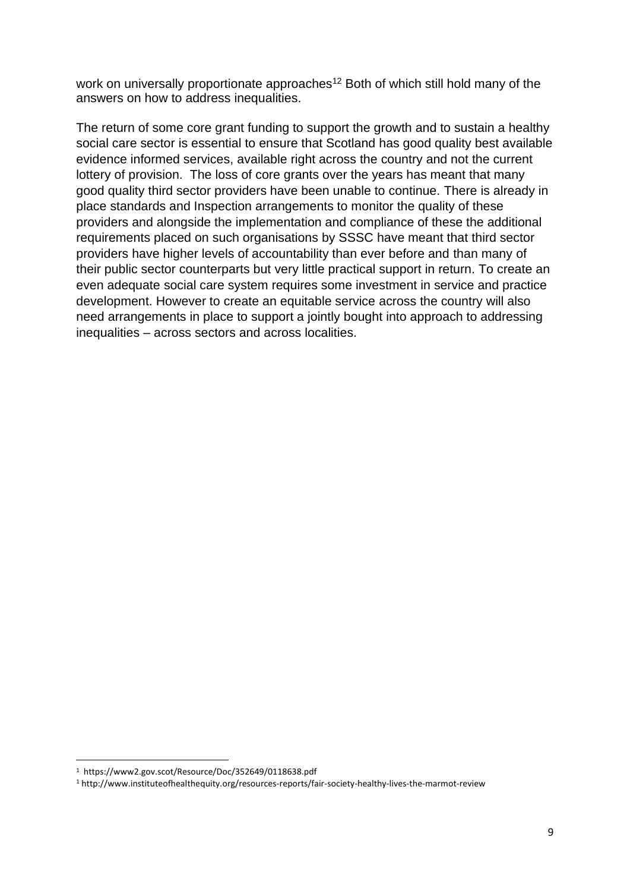work on universally proportionate approaches[12] Both of which still hold many of the answers on how to address inequalities.

The return of some core grant funding to support the growth and to sustain a healthy social care sector is essential to ensure that Scotland has good quality best available evidence informed services, available right across the country and not the current lottery of provision. The loss of core grants over the years has meant that many good quality third sector providers have been unable to continue. There is already in place standards and Inspection arrangements to monitor the quality of these providers and alongside the implementation and compliance of these the additional requirements placed on such organisations by SSSC have meant that third sector providers have higher levels of accountability than ever before and than many of their public sector counterparts but very little practical support in return. To create an even adequate social care system requires some investment in service and practice development. However to create an equitable service across the country will also need arrangements in place to support a jointly bought into approach to addressing inequalities – across sectors and across localities.

---

[1] https://www2.gov.scot/Resource/Doc/352649/0118638.pdf

[1] http://www.instituteofhealthequity.org/resources-reports/fair-society-healthy-lives-the-marmot-review